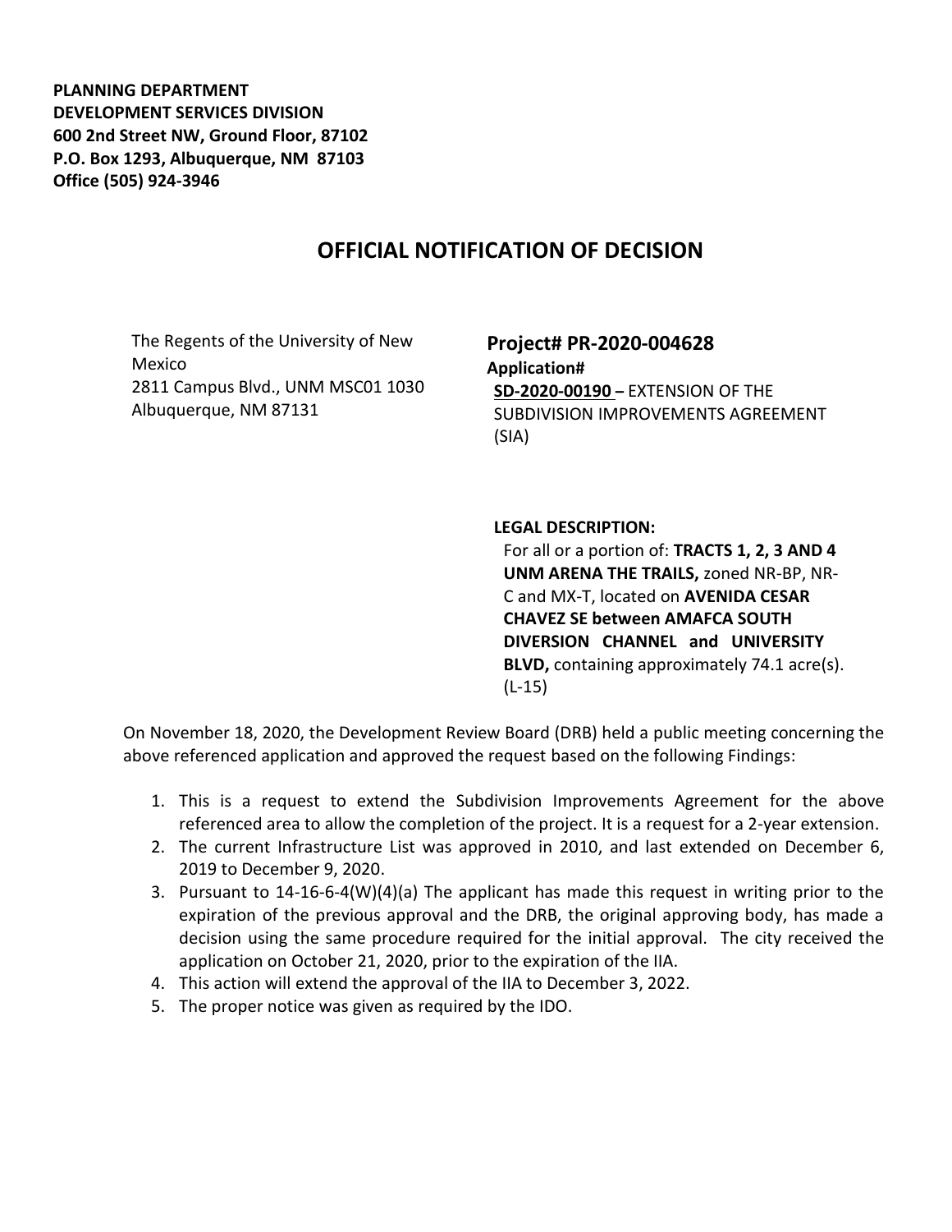**PLANNING DEPARTMENT**
**DEVELOPMENT SERVICES DIVISION**
**600 2nd Street NW, Ground Floor, 87102**
**P.O. Box 1293, Albuquerque, NM 87103**
**Office (505) 924-3946**

# OFFICIAL NOTIFICATION OF DECISION

The Regents of the University of New Mexico
2811 Campus Blvd., UNM MSC01 1030
Albuquerque, NM 87131

**Project# PR-2020-004628**
**Application#**
**SD-2020-00190** – EXTENSION OF THE SUBDIVISION IMPROVEMENTS AGREEMENT (SIA)

**LEGAL DESCRIPTION:**
For all or a portion of: **TRACTS 1, 2, 3 AND 4 UNM ARENA THE TRAILS,** zoned NR-BP, NR-C and MX-T, located on **AVENIDA CESAR CHAVEZ SE between AMAFCA SOUTH DIVERSION CHANNEL and UNIVERSITY BLVD,** containing approximately 74.1 acre(s). (L-15)

On November 18, 2020, the Development Review Board (DRB) held a public meeting concerning the above referenced application and approved the request based on the following Findings:

1. This is a request to extend the Subdivision Improvements Agreement for the above referenced area to allow the completion of the project. It is a request for a 2-year extension.
2. The current Infrastructure List was approved in 2010, and last extended on December 6, 2019 to December 9, 2020.
3. Pursuant to 14-16-6-4(W)(4)(a) The applicant has made this request in writing prior to the expiration of the previous approval and the DRB, the original approving body, has made a decision using the same procedure required for the initial approval. The city received the application on October 21, 2020, prior to the expiration of the IIA.
4. This action will extend the approval of the IIA to December 3, 2022.
5. The proper notice was given as required by the IDO.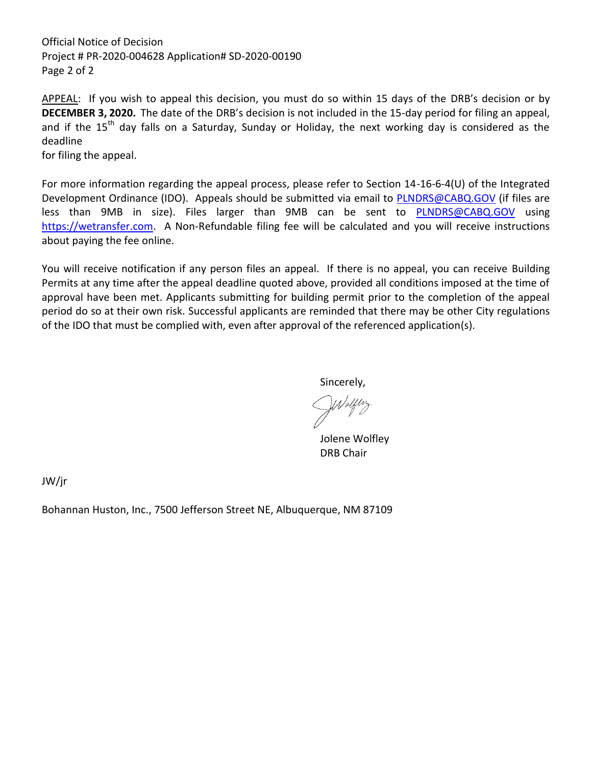Official Notice of Decision
Project # PR-2020-004628 Application# SD-2020-00190

APPEAL: If you wish to appeal this decision, you must do so within 15 days of the DRB's decision or by **DECEMBER 3, 2020.** The date of the DRB's decision is not included in the 15-day period for filing an appeal, and if the 15th day falls on a Saturday, Sunday or Holiday, the next working day is considered as the deadline for filing the appeal.

For more information regarding the appeal process, please refer to Section 14-16-6-4(U) of the Integrated Development Ordinance (IDO). Appeals should be submitted via email to PLNDRS@CABQ.GOV (if files are less than 9MB in size). Files larger than 9MB can be sent to PLNDRS@CABQ.GOV using https://wetransfer.com. A Non-Refundable filing fee will be calculated and you will receive instructions about paying the fee online.

You will receive notification if any person files an appeal. If there is no appeal, you can receive Building Permits at any time after the appeal deadline quoted above, provided all conditions imposed at the time of approval have been met. Applicants submitting for building permit prior to the completion of the appeal period do so at their own risk. Successful applicants are reminded that there may be other City regulations of the IDO that must be complied with, even after approval of the referenced application(s).

Sincerely,

Jolene Wolfley
DRB Chair

JW/jr

Bohannan Huston, Inc., 7500 Jefferson Street NE, Albuquerque, NM 87109